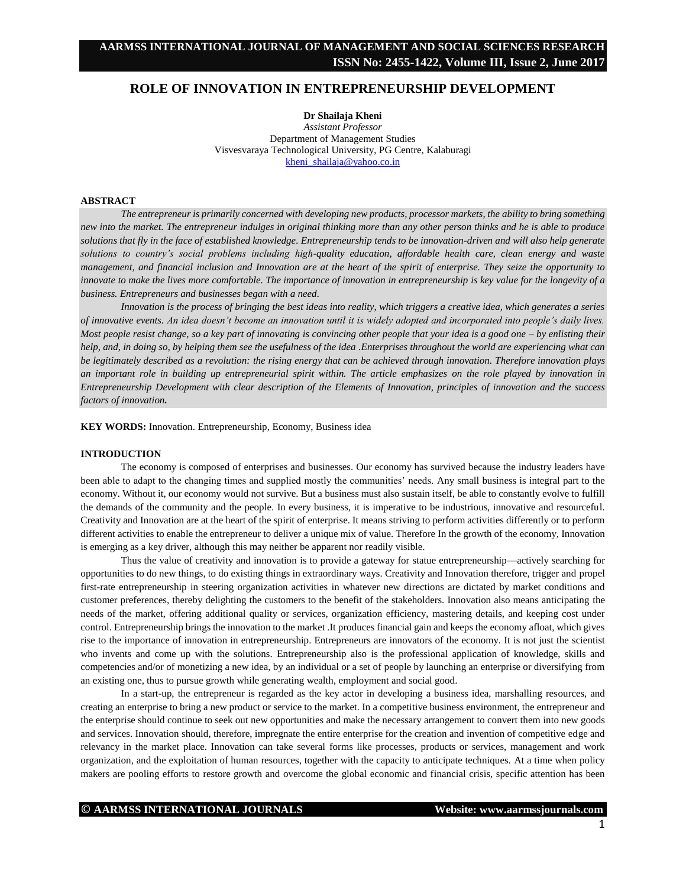# ROLE OF INNOVATION IN ENTREPRENEURSHIP DEVELOPMENT

**Dr Shailaja Kheni**
*Assistant Professor*
Department of Management Studies
Visvesvaraya Technological University, PG Centre, Kalaburagi
kheni_shailaja@yahoo.co.in

## ABSTRACT

*The entrepreneur is primarily concerned with developing new products, processor markets, the ability to bring something new into the market. The entrepreneur indulges in original thinking more than any other person thinks and he is able to produce solutions that fly in the face of established knowledge. Entrepreneurship tends to be innovation-driven and will also help generate solutions to country's social problems including high-quality education, affordable health care, clean energy and waste management, and financial inclusion and Innovation are at the heart of the spirit of enterprise. They seize the opportunity to innovate to make the lives more comfortable. The importance of innovation in entrepreneurship is key value for the longevity of a business. Entrepreneurs and businesses began with a need.*

*Innovation is the process of bringing the best ideas into reality, which triggers a creative idea, which generates a series of innovative events. An idea doesn't become an innovation until it is widely adopted and incorporated into people's daily lives. Most people resist change, so a key part of innovating is convincing other people that your idea is a good one – by enlisting their help, and, in doing so, by helping them see the usefulness of the idea .Enterprises throughout the world are experiencing what can be legitimately described as a revolution: the rising energy that can be achieved through innovation. Therefore innovation plays an important role in building up entrepreneurial spirit within. The article emphasizes on the role played by innovation in Entrepreneurship Development with clear description of the Elements of Innovation, principles of innovation and the success factors of innovation.*

**KEY WORDS:** Innovation. Entrepreneurship, Economy, Business idea

## INTRODUCTION

The economy is composed of enterprises and businesses. Our economy has survived because the industry leaders have been able to adapt to the changing times and supplied mostly the communities' needs. Any small business is integral part to the economy. Without it, our economy would not survive. But a business must also sustain itself, be able to constantly evolve to fulfill the demands of the community and the people. In every business, it is imperative to be industrious, innovative and resourceful. Creativity and Innovation are at the heart of the spirit of enterprise. It means striving to perform activities differently or to perform different activities to enable the entrepreneur to deliver a unique mix of value. Therefore In the growth of the economy, Innovation is emerging as a key driver, although this may neither be apparent nor readily visible.

Thus the value of creativity and innovation is to provide a gateway for statue entrepreneurship—actively searching for opportunities to do new things, to do existing things in extraordinary ways. Creativity and Innovation therefore, trigger and propel first-rate entrepreneurship in steering organization activities in whatever new directions are dictated by market conditions and customer preferences, thereby delighting the customers to the benefit of the stakeholders. Innovation also means anticipating the needs of the market, offering additional quality or services, organization efficiency, mastering details, and keeping cost under control. Entrepreneurship brings the innovation to the market .It produces financial gain and keeps the economy afloat, which gives rise to the importance of innovation in entrepreneurship. Entrepreneurs are innovators of the economy. It is not just the scientist who invents and come up with the solutions. Entrepreneurship also is the professional application of knowledge, skills and competencies and/or of monetizing a new idea, by an individual or a set of people by launching an enterprise or diversifying from an existing one, thus to pursue growth while generating wealth, employment and social good.

In a start-up, the entrepreneur is regarded as the key actor in developing a business idea, marshalling resources, and creating an enterprise to bring a new product or service to the market. In a competitive business environment, the entrepreneur and the enterprise should continue to seek out new opportunities and make the necessary arrangement to convert them into new goods and services. Innovation should, therefore, impregnate the entire enterprise for the creation and invention of competitive edge and relevancy in the market place. Innovation can take several forms like processes, products or services, management and work organization, and the exploitation of human resources, together with the capacity to anticipate techniques. At a time when policy makers are pooling efforts to restore growth and overcome the global economic and financial crisis, specific attention has been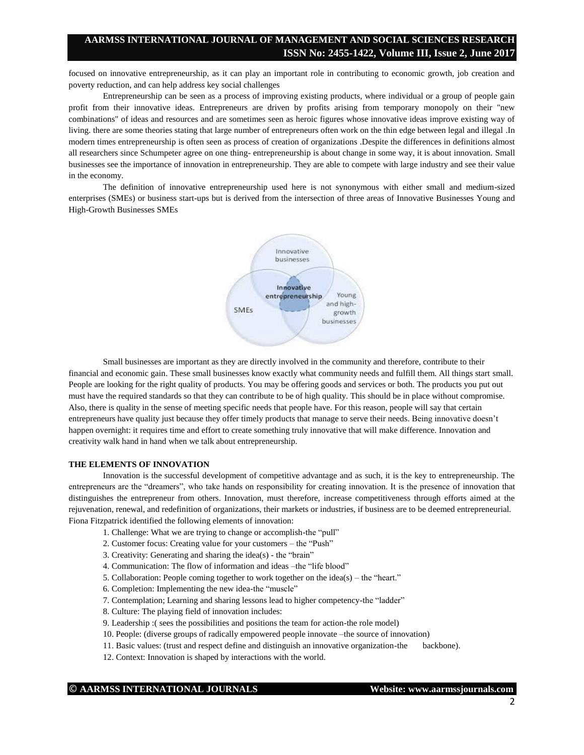focused on innovative entrepreneurship, as it can play an important role in contributing to economic growth, job creation and poverty reduction, and can help address key social challenges

Entrepreneurship can be seen as a process of improving existing products, where individual or a group of people gain profit from their innovative ideas. Entrepreneurs are driven by profits arising from temporary monopoly on their "new combinations" of ideas and resources and are sometimes seen as heroic figures whose innovative ideas improve existing way of living. there are some theories stating that large number of entrepreneurs often work on the thin edge between legal and illegal .In modern times entrepreneurship is often seen as process of creation of organizations .Despite the differences in definitions almost all researchers since Schumpeter agree on one thing- entrepreneurship is about change in some way, it is about innovation. Small businesses see the importance of innovation in entrepreneurship. They are able to compete with large industry and see their value in the economy.

The definition of innovative entrepreneurship used here is not synonymous with either small and medium-sized enterprises (SMEs) or business start-ups but is derived from the intersection of three areas of Innovative Businesses Young and High-Growth Businesses SMEs

Small businesses are important as they are directly involved in the community and therefore, contribute to their financial and economic gain. These small businesses know exactly what community needs and fulfill them. All things start small. People are looking for the right quality of products. You may be offering goods and services or both. The products you put out must have the required standards so that they can contribute to be of high quality. This should be in place without compromise. Also, there is quality in the sense of meeting specific needs that people have. For this reason, people will say that certain entrepreneurs have quality just because they offer timely products that manage to serve their needs. Being innovative doesn't happen overnight: it requires time and effort to create something truly innovative that will make difference. Innovation and creativity walk hand in hand when we talk about entrepreneurship.

**THE ELEMENTS OF INNOVATION**

Innovation is the successful development of competitive advantage and as such, it is the key to entrepreneurship. The entrepreneurs are the "dreamers", who take hands on responsibility for creating innovation. It is the presence of innovation that distinguishes the entrepreneur from others. Innovation, must therefore, increase competitiveness through efforts aimed at the rejuvenation, renewal, and redefinition of organizations, their markets or industries, if business are to be deemed entrepreneurial. Fiona Fitzpatrick identified the following elements of innovation:

1. Challenge: What we are trying to change or accomplish-the "pull"
2. Customer focus: Creating value for your customers – the "Push"
3. Creativity: Generating and sharing the idea(s) - the "brain"
4. Communication: The flow of information and ideas –the "life blood"
5. Collaboration: People coming together to work together on the idea(s) – the "heart."
6. Completion: Implementing the new idea-the "muscle"
7. Contemplation; Learning and sharing lessons lead to higher competency-the "ladder"
8. Culture: The playing field of innovation includes:
9. Leadership :( sees the possibilities and positions the team for action-the role model)
10. People: (diverse groups of radically empowered people innovate –the source of innovation)
11. Basic values: (trust and respect define and distinguish an innovative organization-the backbone).
12. Context: Innovation is shaped by interactions with the world.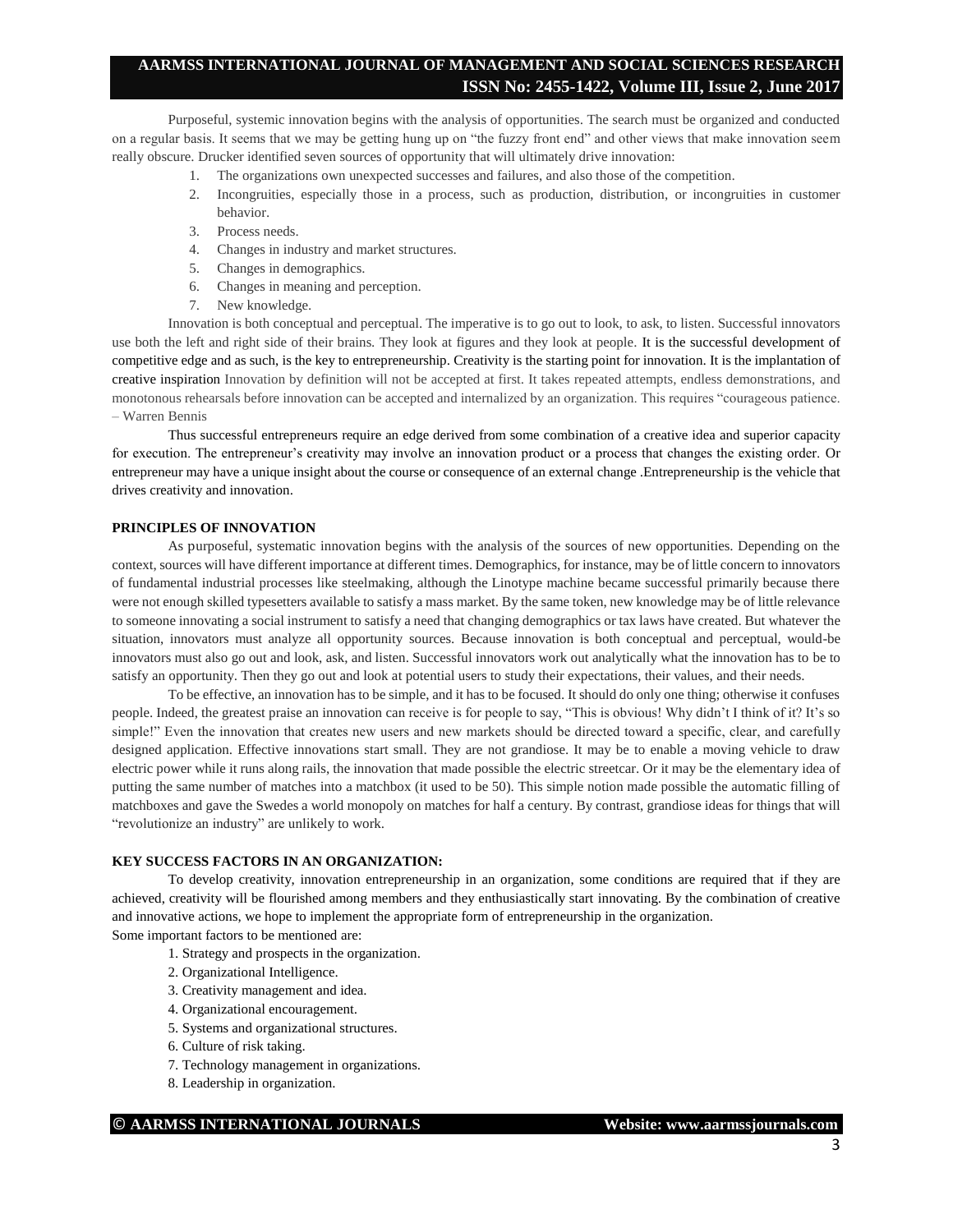Purposeful, systemic innovation begins with the analysis of opportunities. The search must be organized and conducted on a regular basis. It seems that we may be getting hung up on "the fuzzy front end" and other views that make innovation seem really obscure. Drucker identified seven sources of opportunity that will ultimately drive innovation:

1. The organizations own unexpected successes and failures, and also those of the competition.
2. Incongruities, especially those in a process, such as production, distribution, or incongruities in customer behavior.
3. Process needs.
4. Changes in industry and market structures.
5. Changes in demographics.
6. Changes in meaning and perception.
7. New knowledge.

Innovation is both conceptual and perceptual. The imperative is to go out to look, to ask, to listen. Successful innovators use both the left and right side of their brains. They look at figures and they look at people. It is the successful development of competitive edge and as such, is the key to entrepreneurship. Creativity is the starting point for innovation. It is the implantation of creative inspiration Innovation by definition will not be accepted at first. It takes repeated attempts, endless demonstrations, and monotonous rehearsals before innovation can be accepted and internalized by an organization. This requires "courageous patience. – Warren Bennis

Thus successful entrepreneurs require an edge derived from some combination of a creative idea and superior capacity for execution. The entrepreneur's creativity may involve an innovation product or a process that changes the existing order. Or entrepreneur may have a unique insight about the course or consequence of an external change .Entrepreneurship is the vehicle that drives creativity and innovation.

**PRINCIPLES OF INNOVATION**

As purposeful, systematic innovation begins with the analysis of the sources of new opportunities. Depending on the context, sources will have different importance at different times. Demographics, for instance, may be of little concern to innovators of fundamental industrial processes like steelmaking, although the Linotype machine became successful primarily because there were not enough skilled typesetters available to satisfy a mass market. By the same token, new knowledge may be of little relevance to someone innovating a social instrument to satisfy a need that changing demographics or tax laws have created. But whatever the situation, innovators must analyze all opportunity sources. Because innovation is both conceptual and perceptual, would-be innovators must also go out and look, ask, and listen. Successful innovators work out analytically what the innovation has to be to satisfy an opportunity. Then they go out and look at potential users to study their expectations, their values, and their needs.

To be effective, an innovation has to be simple, and it has to be focused. It should do only one thing; otherwise it confuses people. Indeed, the greatest praise an innovation can receive is for people to say, "This is obvious! Why didn't I think of it? It's so simple!" Even the innovation that creates new users and new markets should be directed toward a specific, clear, and carefully designed application. Effective innovations start small. They are not grandiose. It may be to enable a moving vehicle to draw electric power while it runs along rails, the innovation that made possible the electric streetcar. Or it may be the elementary idea of putting the same number of matches into a matchbox (it used to be 50). This simple notion made possible the automatic filling of matchboxes and gave the Swedes a world monopoly on matches for half a century. By contrast, grandiose ideas for things that will "revolutionize an industry" are unlikely to work.

**KEY SUCCESS FACTORS IN AN ORGANIZATION:**

To develop creativity, innovation entrepreneurship in an organization, some conditions are required that if they are achieved, creativity will be flourished among members and they enthusiastically start innovating. By the combination of creative and innovative actions, we hope to implement the appropriate form of entrepreneurship in the organization.

Some important factors to be mentioned are:

1. Strategy and prospects in the organization.
2. Organizational Intelligence.
3. Creativity management and idea.
4. Organizational encouragement.
5. Systems and organizational structures.
6. Culture of risk taking.
7. Technology management in organizations.
8. Leadership in organization.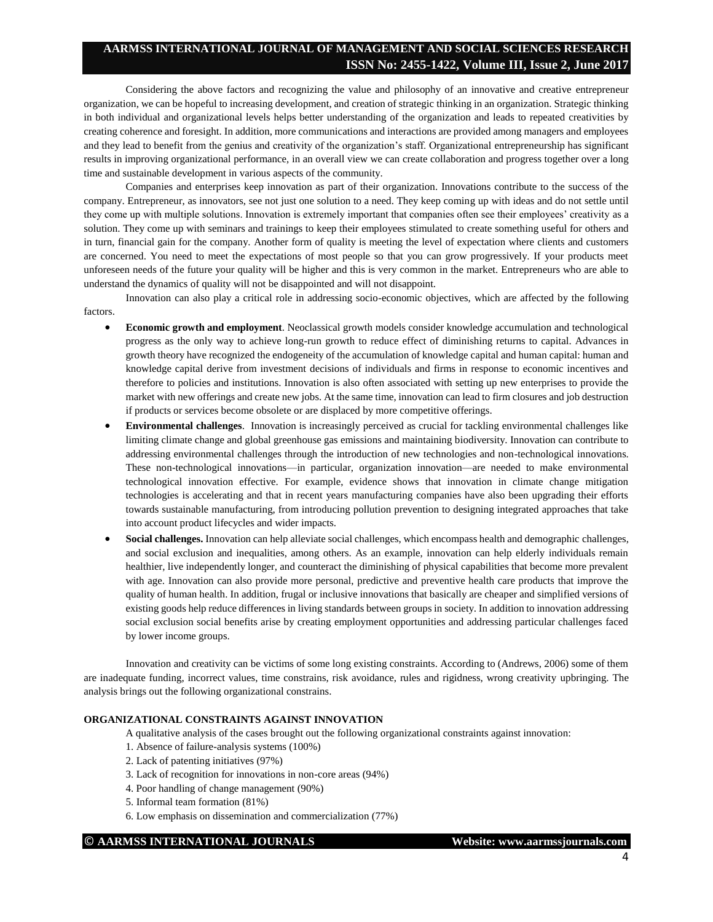Considering the above factors and recognizing the value and philosophy of an innovative and creative entrepreneur organization, we can be hopeful to increasing development, and creation of strategic thinking in an organization. Strategic thinking in both individual and organizational levels helps better understanding of the organization and leads to repeated creativities by creating coherence and foresight. In addition, more communications and interactions are provided among managers and employees and they lead to benefit from the genius and creativity of the organization's staff. Organizational entrepreneurship has significant results in improving organizational performance, in an overall view we can create collaboration and progress together over a long time and sustainable development in various aspects of the community.

Companies and enterprises keep innovation as part of their organization. Innovations contribute to the success of the company. Entrepreneur, as innovators, see not just one solution to a need. They keep coming up with ideas and do not settle until they come up with multiple solutions. Innovation is extremely important that companies often see their employees' creativity as a solution. They come up with seminars and trainings to keep their employees stimulated to create something useful for others and in turn, financial gain for the company. Another form of quality is meeting the level of expectation where clients and customers are concerned. You need to meet the expectations of most people so that you can grow progressively. If your products meet unforeseen needs of the future your quality will be higher and this is very common in the market. Entrepreneurs who are able to understand the dynamics of quality will not be disappointed and will not disappoint.

Innovation can also play a critical role in addressing socio-economic objectives, which are affected by the following factors.

- **Economic growth and employment**. Neoclassical growth models consider knowledge accumulation and technological progress as the only way to achieve long-run growth to reduce effect of diminishing returns to capital. Advances in growth theory have recognized the endogeneity of the accumulation of knowledge capital and human capital: human and knowledge capital derive from investment decisions of individuals and firms in response to economic incentives and therefore to policies and institutions. Innovation is also often associated with setting up new enterprises to provide the market with new offerings and create new jobs. At the same time, innovation can lead to firm closures and job destruction if products or services become obsolete or are displaced by more competitive offerings.
- **Environmental challenges**. Innovation is increasingly perceived as crucial for tackling environmental challenges like limiting climate change and global greenhouse gas emissions and maintaining biodiversity. Innovation can contribute to addressing environmental challenges through the introduction of new technologies and non-technological innovations. These non-technological innovations—in particular, organization innovation—are needed to make environmental technological innovation effective. For example, evidence shows that innovation in climate change mitigation technologies is accelerating and that in recent years manufacturing companies have also been upgrading their efforts towards sustainable manufacturing, from introducing pollution prevention to designing integrated approaches that take into account product lifecycles and wider impacts.
- **Social challenges.** Innovation can help alleviate social challenges, which encompass health and demographic challenges, and social exclusion and inequalities, among others. As an example, innovation can help elderly individuals remain healthier, live independently longer, and counteract the diminishing of physical capabilities that become more prevalent with age. Innovation can also provide more personal, predictive and preventive health care products that improve the quality of human health. In addition, frugal or inclusive innovations that basically are cheaper and simplified versions of existing goods help reduce differences in living standards between groups in society. In addition to innovation addressing social exclusion social benefits arise by creating employment opportunities and addressing particular challenges faced by lower income groups.

Innovation and creativity can be victims of some long existing constraints. According to (Andrews, 2006) some of them are inadequate funding, incorrect values, time constrains, risk avoidance, rules and rigidness, wrong creativity upbringing. The analysis brings out the following organizational constrains.

## ORGANIZATIONAL CONSTRAINTS AGAINST INNOVATION

A qualitative analysis of the cases brought out the following organizational constraints against innovation:

1. Absence of failure-analysis systems (100%)
2. Lack of patenting initiatives (97%)
3. Lack of recognition for innovations in non-core areas (94%)
4. Poor handling of change management (90%)
5. Informal team formation (81%)
6. Low emphasis on dissemination and commercialization (77%)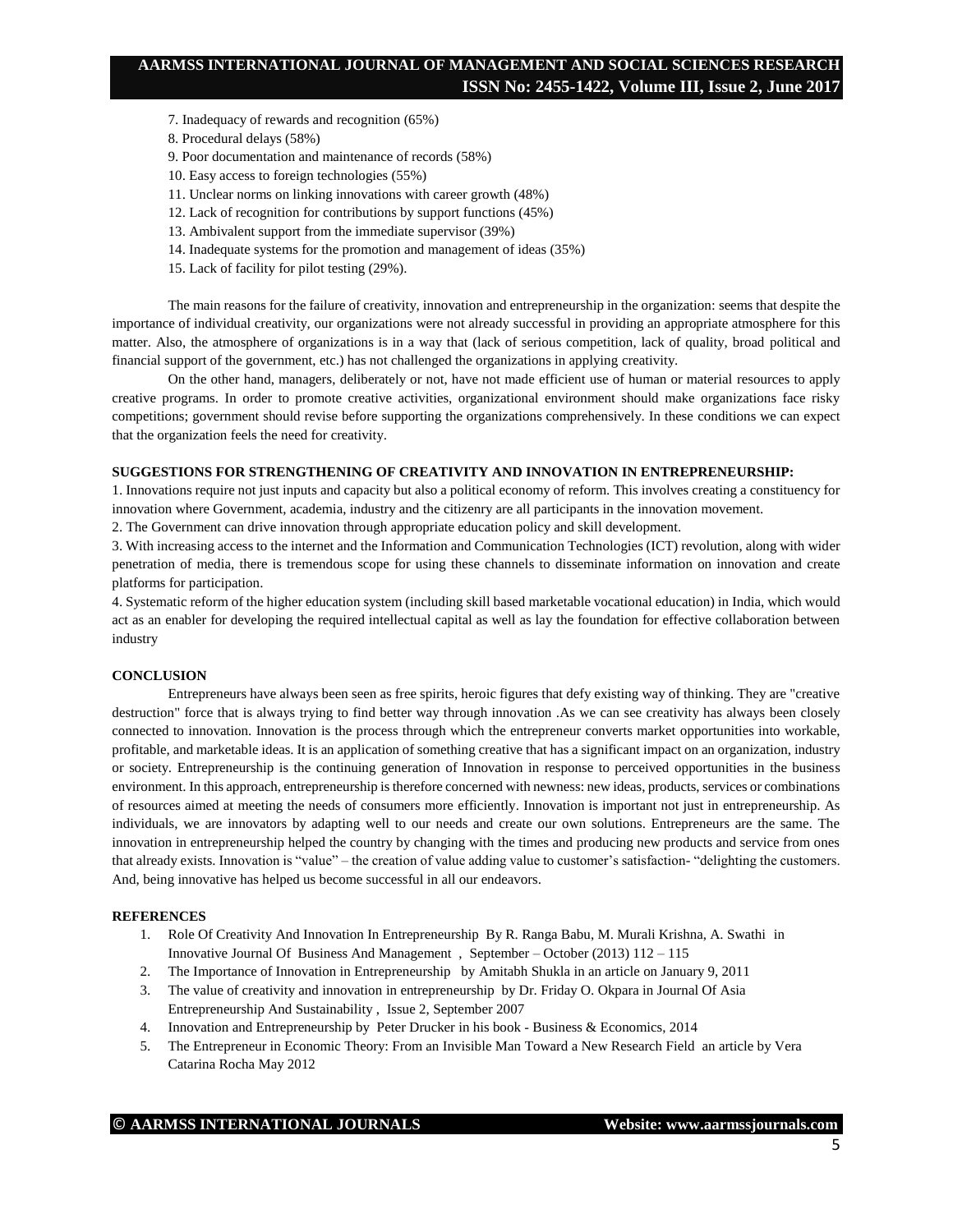7. Inadequacy of rewards and recognition (65%)
8. Procedural delays (58%)
9. Poor documentation and maintenance of records (58%)
10. Easy access to foreign technologies (55%)
11. Unclear norms on linking innovations with career growth (48%)
12. Lack of recognition for contributions by support functions (45%)
13. Ambivalent support from the immediate supervisor (39%)
14. Inadequate systems for the promotion and management of ideas (35%)
15. Lack of facility for pilot testing (29%).

The main reasons for the failure of creativity, innovation and entrepreneurship in the organization: seems that despite the importance of individual creativity, our organizations were not already successful in providing an appropriate atmosphere for this matter. Also, the atmosphere of organizations is in a way that (lack of serious competition, lack of quality, broad political and financial support of the government, etc.) has not challenged the organizations in applying creativity.

On the other hand, managers, deliberately or not, have not made efficient use of human or material resources to apply creative programs. In order to promote creative activities, organizational environment should make organizations face risky competitions; government should revise before supporting the organizations comprehensively. In these conditions we can expect that the organization feels the need for creativity.

**SUGGESTIONS FOR STRENGTHENING OF CREATIVITY AND INNOVATION IN ENTREPRENEURSHIP:**

1. Innovations require not just inputs and capacity but also a political economy of reform. This involves creating a constituency for innovation where Government, academia, industry and the citizenry are all participants in the innovation movement.
2. The Government can drive innovation through appropriate education policy and skill development.
3. With increasing access to the internet and the Information and Communication Technologies (ICT) revolution, along with wider penetration of media, there is tremendous scope for using these channels to disseminate information on innovation and create platforms for participation.
4. Systematic reform of the higher education system (including skill based marketable vocational education) in India, which would act as an enabler for developing the required intellectual capital as well as lay the foundation for effective collaboration between industry

**CONCLUSION**

Entrepreneurs have always been seen as free spirits, heroic figures that defy existing way of thinking. They are "creative destruction" force that is always trying to find better way through innovation .As we can see creativity has always been closely connected to innovation. Innovation is the process through which the entrepreneur converts market opportunities into workable, profitable, and marketable ideas. It is an application of something creative that has a significant impact on an organization, industry or society. Entrepreneurship is the continuing generation of Innovation in response to perceived opportunities in the business environment. In this approach, entrepreneurship is therefore concerned with newness: new ideas, products, services or combinations of resources aimed at meeting the needs of consumers more efficiently. Innovation is important not just in entrepreneurship. As individuals, we are innovators by adapting well to our needs and create our own solutions. Entrepreneurs are the same. The innovation in entrepreneurship helped the country by changing with the times and producing new products and service from ones that already exists. Innovation is "value" – the creation of value adding value to customer's satisfaction- "delighting the customers. And, being innovative has helped us become successful in all our endeavors.

**REFERENCES**

1. Role Of Creativity And Innovation In Entrepreneurship By R. Ranga Babu, M. Murali Krishna, A. Swathi in Innovative Journal Of Business And Management , September – October (2013) 112 – 115
2. The Importance of Innovation in Entrepreneurship by Amitabh Shukla in an article on January 9, 2011
3. The value of creativity and innovation in entrepreneurship by Dr. Friday O. Okpara in Journal Of Asia Entrepreneurship And Sustainability , Issue 2, September 2007
4. Innovation and Entrepreneurship by Peter Drucker in his book - Business & Economics, 2014
5. The Entrepreneur in Economic Theory: From an Invisible Man Toward a New Research Field an article by Vera Catarina Rocha May 2012